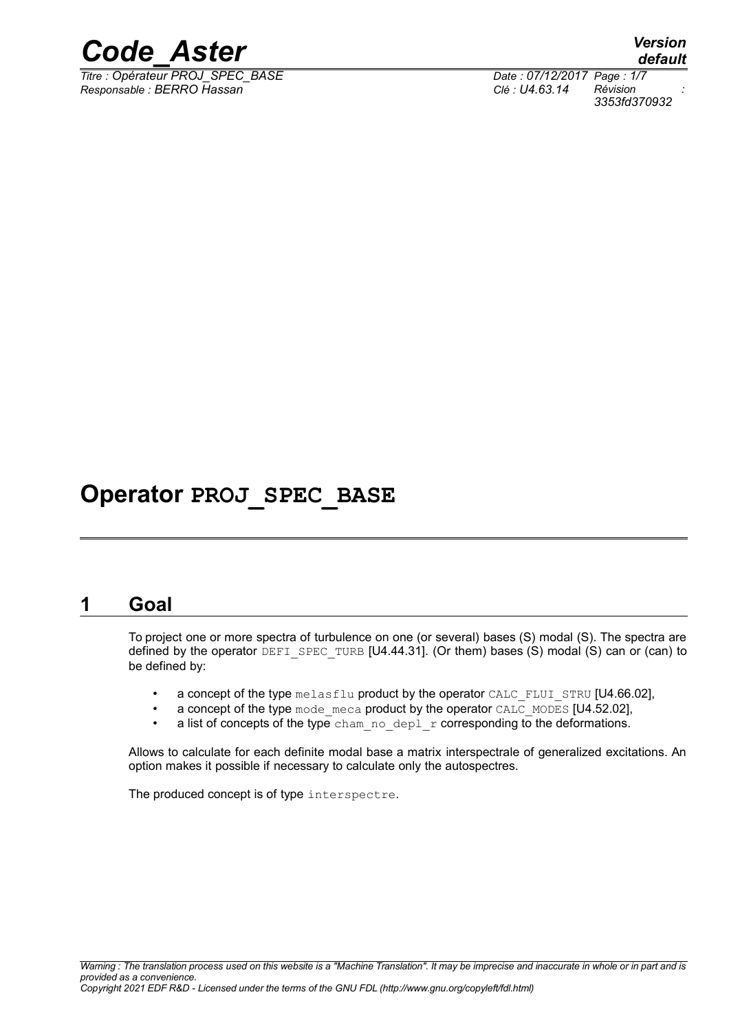# Operator PROJ_SPEC_BASE

## 1 Goal

To project one or more spectra of turbulence on one (or several) bases (S) modal (S). The spectra are defined by the operator DEFI_SPEC_TURB [U4.44.31]. (Or them) bases (S) modal (S) can or (can) to be defined by:

- a concept of the type melasflu product by the operator CALC_FLUI_STRU [U4.66.02],
- a concept of the type mode_meca product by the operator CALC_MODES [U4.52.02],
- a list of concepts of the type cham_no_depl_r corresponding to the deformations.

Allows to calculate for each definite modal base a matrix interspectrale of generalized excitations. An option makes it possible if necessary to calculate only the autospectres.

The produced concept is of type interspectre.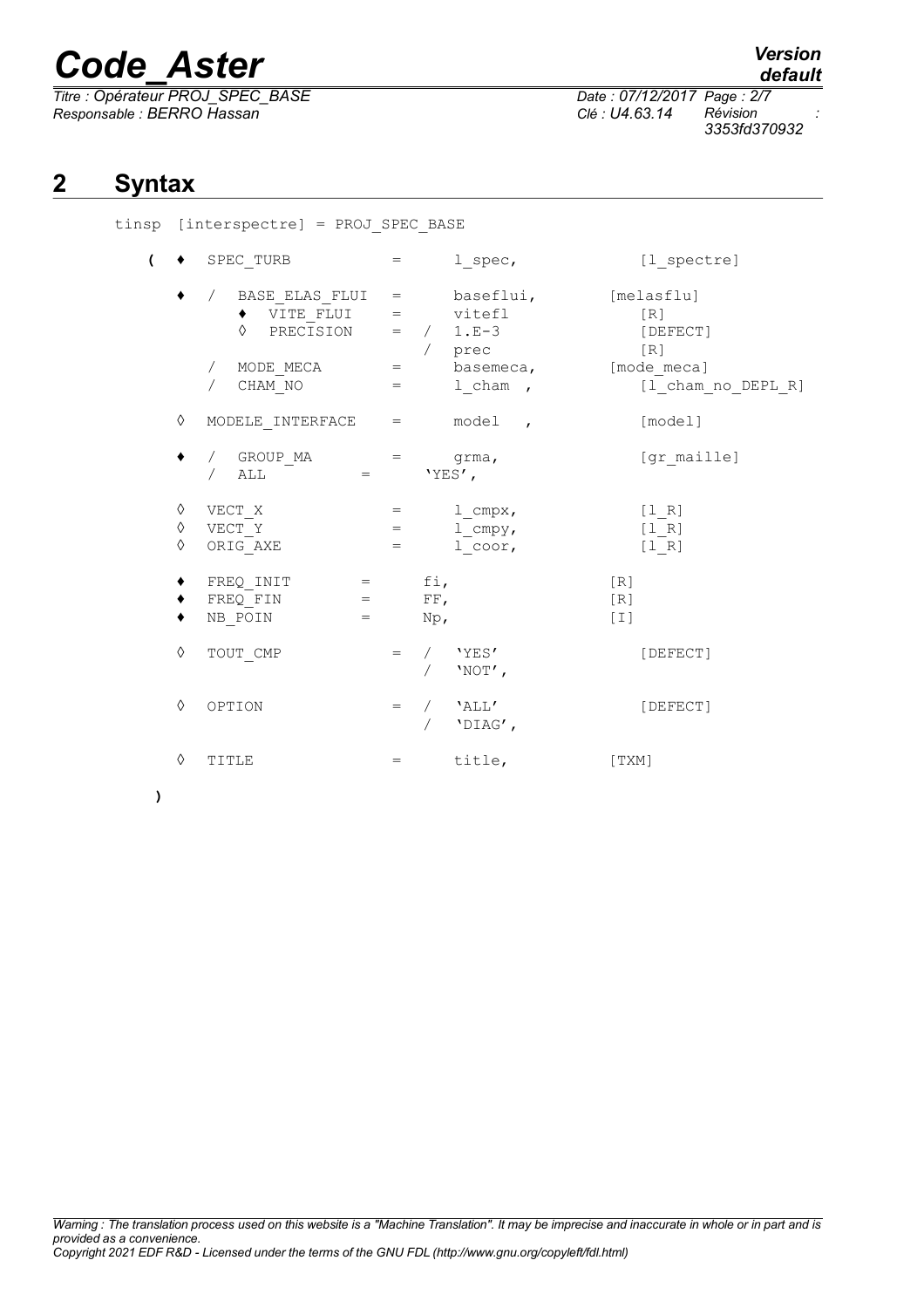## 2 Syntax

```
tinsp  [interspectre] = PROJ_SPEC_BASE

   (  ♦  SPEC_TURB            =      l_spec,             [l_spectre]

      ♦  /  BASE_ELAS_FLUI   =      baseflui,        [melasflu]
            ♦  VITE_FLUI     =      vitefl              [R]
            ◊  PRECISION     =   /  1.E-3               [DEFECT]
                                 /  prec                [R]
         /  MODE_MECA        =      basemeca,        [mode_meca]
         /  CHAM_NO          =      l_cham  ,           [l_cham_no_DEPL_R]

      ◊  MODELE_INTERFACE     =      model   ,           [model]

      ♦  /  GROUP_MA         =      grma,               [gr_maille]
         /  ALL          =      'YES',

      ◊  VECT_X               =      l_cmpx,             [l_R]
      ◊  VECT_Y               =      l_cmpy,             [l_R]
      ◊  ORIG_AXE             =      l_coor,             [l_R]

      ♦  FREQ_INIT        =      fi,                 [R]
      ♦  FREQ_FIN         =      FF,                 [R]
      ♦  NB_POIN          =      Np,                 [I]

      ◊  TOUT_CMP             =   /  'YES'               [DEFECT]
                                 /  'NOT',

      ◊  OPTION               =   /  'ALL'               [DEFECT]
                                 /  'DIAG',

      ◊  TITLE                =      title,          [TXM]

   )
```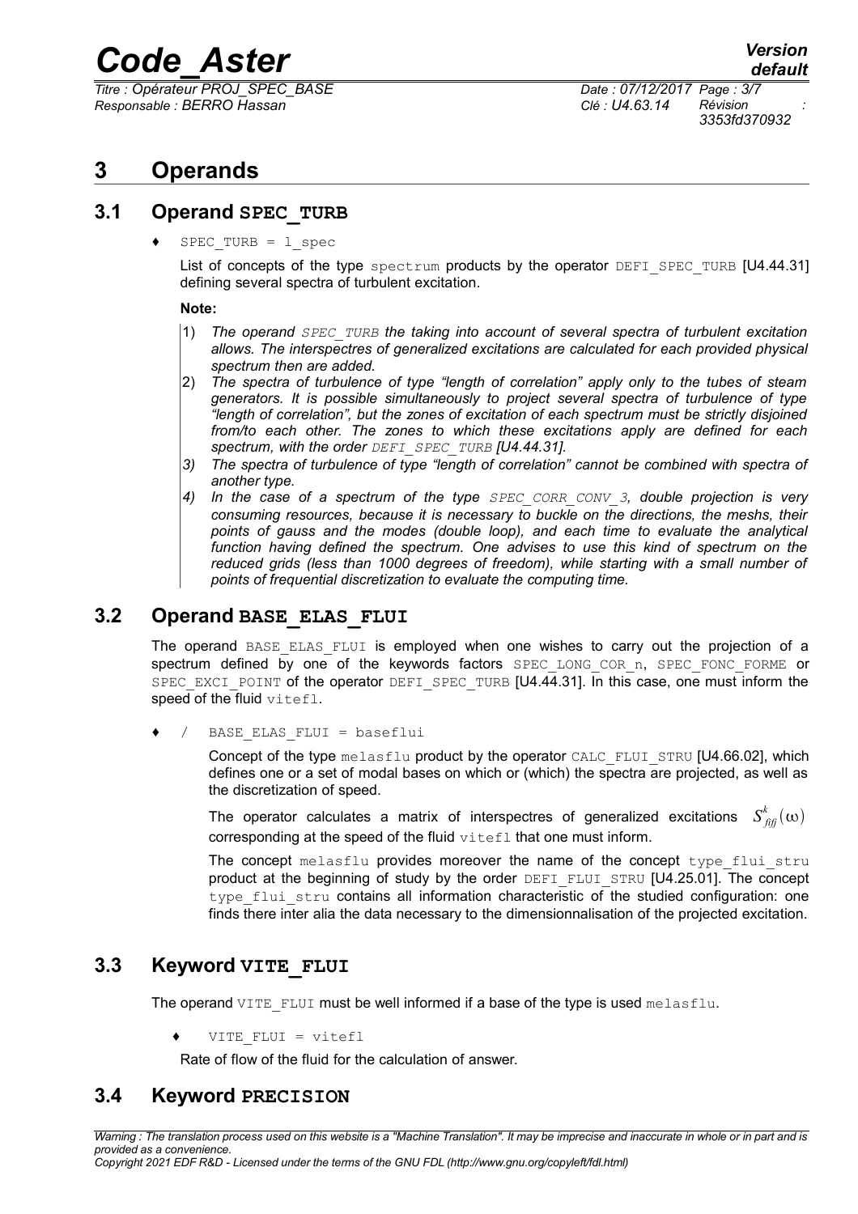# 3 Operands

## 3.1 Operand SPEC_TURB

♦ `SPEC_TURB = l_spec`

List of concepts of the type `spectrum` products by the operator `DEFI_SPEC_TURB` [U4.44.31] defining several spectra of turbulent excitation.

**Note:**

1) *The operand `SPEC_TURB` the taking into account of several spectra of turbulent excitation allows. The interspectres of generalized excitations are calculated for each provided physical spectrum then are added.*
2) *The spectra of turbulence of type "length of correlation" apply only to the tubes of steam generators. It is possible simultaneously to project several spectra of turbulence of type "length of correlation", but the zones of excitation of each spectrum must be strictly disjoined from/to each other. The zones to which these excitations apply are defined for each spectrum, with the order `DEFI_SPEC_TURB` [U4.44.31].*
3) *The spectra of turbulence of type "length of correlation" cannot be combined with spectra of another type.*
4) *In the case of a spectrum of the type `SPEC_CORR_CONV_3`, double projection is very consuming resources, because it is necessary to buckle on the directions, the meshs, their points of gauss and the modes (double loop), and each time to evaluate the analytical function having defined the spectrum. One advises to use this kind of spectrum on the reduced grids (less than 1000 degrees of freedom), while starting with a small number of points of frequential discretization to evaluate the computing time.*

## 3.2 Operand BASE_ELAS_FLUI

The operand `BASE_ELAS_FLUI` is employed when one wishes to carry out the projection of a spectrum defined by one of the keywords factors `SPEC_LONG_COR_n`, `SPEC_FONC_FORME` or `SPEC_EXCI_POINT` of the operator `DEFI_SPEC_TURB` [U4.44.31]. In this case, one must inform the speed of the fluid `vitefl`.

♦ / `BASE_ELAS_FLUI = baseflui`

Concept of the type `melasflu` product by the operator `CALC_FLUI_STRU` [U4.66.02], which defines one or a set of modal bases on which or (which) the spectra are projected, as well as the discretization of speed.

The operator calculates a matrix of interspectres of generalized excitations $S^k_{fifj}(\omega)$ corresponding at the speed of the fluid `vitefl` that one must inform.

The concept `melasflu` provides moreover the name of the concept `type_flui_stru` product at the beginning of study by the order `DEFI_FLUI_STRU` [U4.25.01]. The concept `type_flui_stru` contains all information characteristic of the studied configuration: one finds there inter alia the data necessary to the dimensionnalisation of the projected excitation.

## 3.3 Keyword VITE_FLUI

The operand `VITE_FLUI` must be well informed if a base of the type is used `melasflu`.

♦ `VITE_FLUI = vitefl`

Rate of flow of the fluid for the calculation of answer.

## 3.4 Keyword PRECISION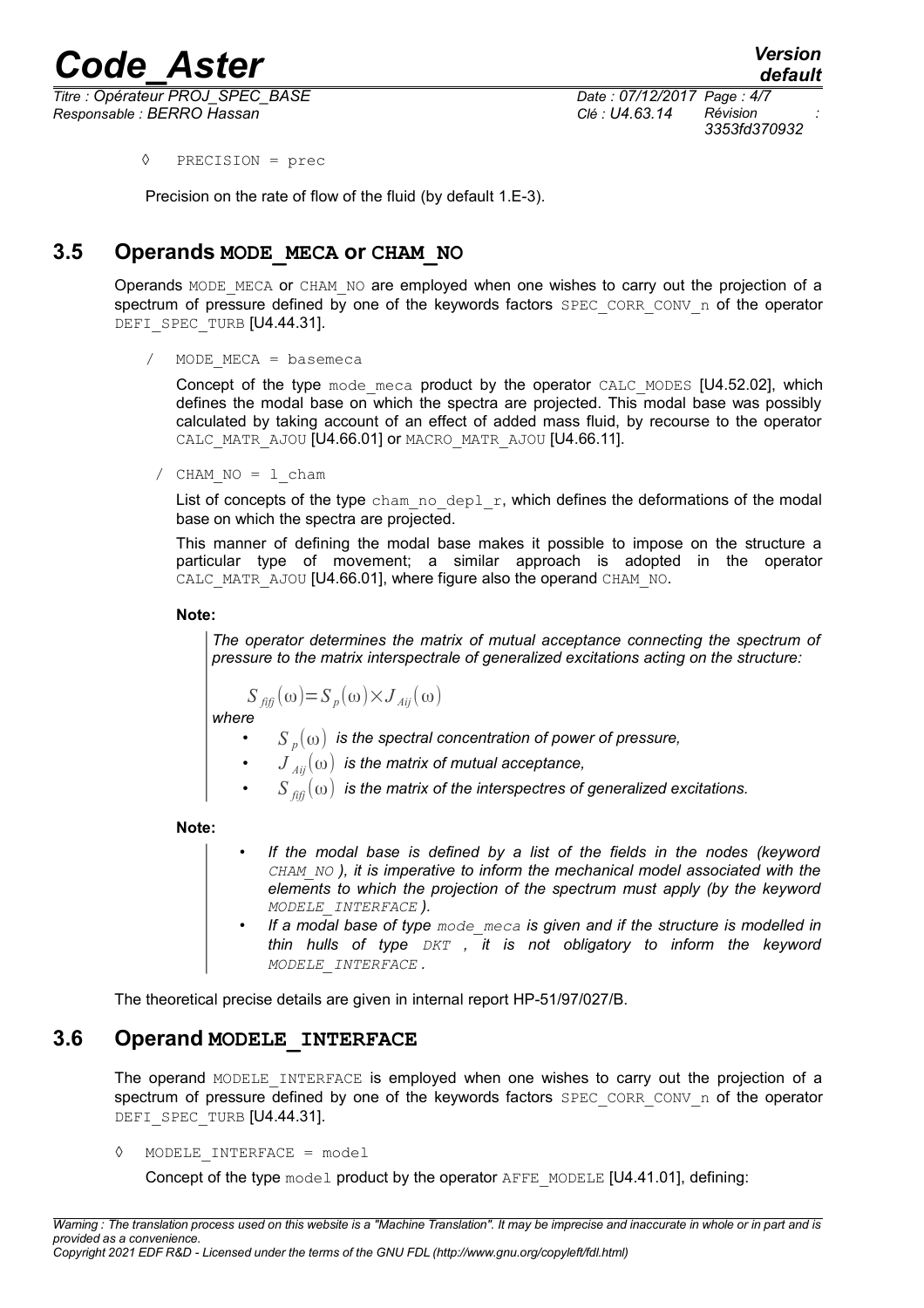◊ PRECISION = prec

Precision on the rate of flow of the fluid (by default 1.E-3).

## 3.5 Operands MODE_MECA or CHAM_NO

Operands MODE_MECA or CHAM_NO are employed when one wishes to carry out the projection of a spectrum of pressure defined by one of the keywords factors SPEC_CORR_CONV_n of the operator DEFI_SPEC_TURB [U4.44.31].

/ MODE_MECA = basemeca

Concept of the type mode_meca product by the operator CALC_MODES [U4.52.02], which defines the modal base on which the spectra are projected. This modal base was possibly calculated by taking account of an effect of added mass fluid, by recourse to the operator CALC_MATR_AJOU [U4.66.01] or MACRO_MATR_AJOU [U4.66.11].

/ CHAM_NO = l_cham

List of concepts of the type cham_no_depl_r, which defines the deformations of the modal base on which the spectra are projected.

This manner of defining the modal base makes it possible to impose on the structure a particular type of movement; a similar approach is adopted in the operator CALC_MATR_AJOU [U4.66.01], where figure also the operand CHAM_NO.

**Note:**

*The operator determines the matrix of mutual acceptance connecting the spectrum of pressure to the matrix interspectrale of generalized excitations acting on the structure:*

$$S_{fifj}(\omega)=S_p(\omega)\times J_{Aij}(\omega)$$

*where*

- $S_p(\omega)$ *is the spectral concentration of power of pressure,*
- $J_{Aij}(\omega)$ *is the matrix of mutual acceptance,*
- $S_{fifj}(\omega)$ *is the matrix of the interspectres of generalized excitations.*

**Note:**

- *If the modal base is defined by a list of the fields in the nodes (keyword CHAM_NO ), it is imperative to inform the mechanical model associated with the elements to which the projection of the spectrum must apply (by the keyword MODELE_INTERFACE ).*
- *If a modal base of type mode_meca is given and if the structure is modelled in thin hulls of type DKT , it is not obligatory to inform the keyword MODELE_INTERFACE .*

The theoretical precise details are given in internal report HP-51/97/027/B.

## 3.6 Operand MODELE_INTERFACE

The operand MODELE_INTERFACE is employed when one wishes to carry out the projection of a spectrum of pressure defined by one of the keywords factors SPEC_CORR_CONV_n of the operator DEFI_SPEC_TURB [U4.44.31].

◊ MODELE_INTERFACE = model

Concept of the type model product by the operator AFFE_MODELE [U4.41.01], defining: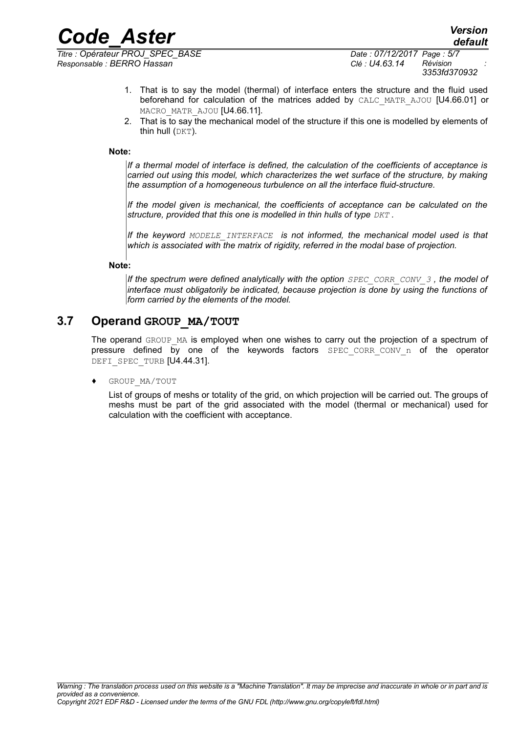1. That is to say the model (thermal) of interface enters the structure and the fluid used beforehand for calculation of the matrices added by CALC_MATR_AJOU [U4.66.01] or MACRO_MATR_AJOU [U4.66.11].
2. That is to say the mechanical model of the structure if this one is modelled by elements of thin hull (DKT).

**Note:**

*If a thermal model of interface is defined, the calculation of the coefficients of acceptance is carried out using this model, which characterizes the wet surface of the structure, by making the assumption of a homogeneous turbulence on all the interface fluid-structure.*

*If the model given is mechanical, the coefficients of acceptance can be calculated on the structure, provided that this one is modelled in thin hulls of type DKT .*

*If the keyword MODELE_INTERFACE is not informed, the mechanical model used is that which is associated with the matrix of rigidity, referred in the modal base of projection.*

**Note:**

*If the spectrum were defined analytically with the option SPEC_CORR_CONV_3 , the model of interface must obligatorily be indicated, because projection is done by using the functions of form carried by the elements of the model.*

## 3.7 Operand GROUP_MA/TOUT

The operand GROUP_MA is employed when one wishes to carry out the projection of a spectrum of pressure defined by one of the keywords factors SPEC_CORR_CONV_n of the operator DEFI_SPEC_TURB [U4.44.31].

♦ GROUP_MA/TOUT

List of groups of meshs or totality of the grid, on which projection will be carried out. The groups of meshs must be part of the grid associated with the model (thermal or mechanical) used for calculation with the coefficient with acceptance.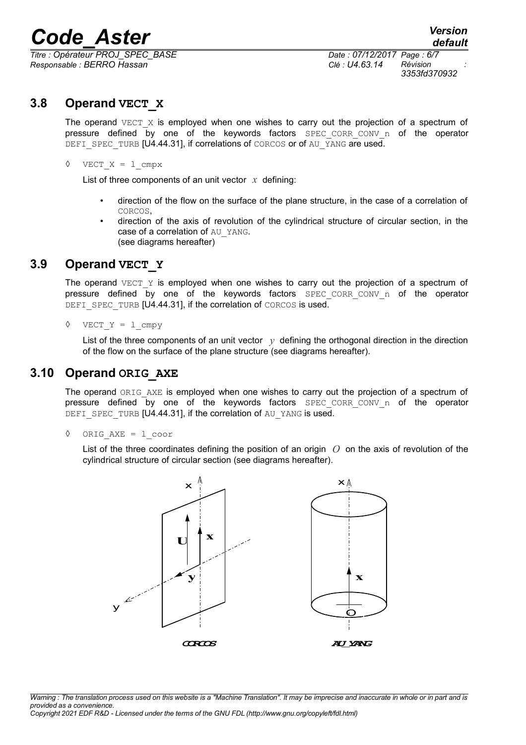## 3.8 Operand VECT_X

The operand VECT_X is employed when one wishes to carry out the projection of a spectrum of pressure defined by one of the keywords factors SPEC_CORR_CONV_n of the operator DEFI_SPEC_TURB [U4.44.31], if correlations of CORCOS or of AU_YANG are used.

◊ VECT_X = l_cmpx

List of three components of an unit vector $x$ defining:

- direction of the flow on the surface of the plane structure, in the case of a correlation of CORCOS,
- direction of the axis of revolution of the cylindrical structure of circular section, in the case of a correlation of AU_YANG.
(see diagrams hereafter)

## 3.9 Operand VECT_Y

The operand VECT_Y is employed when one wishes to carry out the projection of a spectrum of pressure defined by one of the keywords factors SPEC_CORR_CONV_n of the operator DEFI_SPEC_TURB [U4.44.31], if the correlation of CORCOS is used.

◊ VECT_Y = l_cmpy

List of the three components of an unit vector $y$ defining the orthogonal direction in the direction of the flow on the surface of the plane structure (see diagrams hereafter).

## 3.10 Operand ORIG_AXE

The operand ORIG_AXE is employed when one wishes to carry out the projection of a spectrum of pressure defined by one of the keywords factors SPEC_CORR_CONV_n of the operator DEFI_SPEC_TURB [U4.44.31], if the correlation of AU_YANG is used.

◊ ORIG_AXE = l_coor

List of the three coordinates defining the position of an origin $O$ on the axis of revolution of the cylindrical structure of circular section (see diagrams hereafter).

CORCOS AU_YANG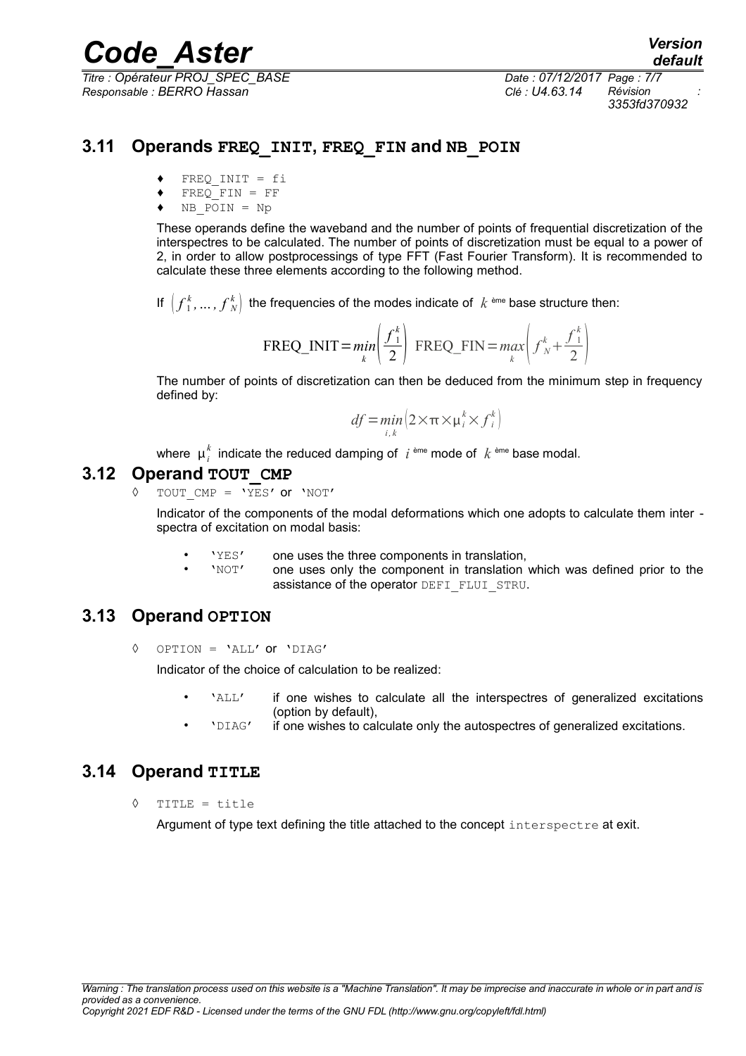## 3.11 Operands FREQ_INIT, FREQ_FIN and NB_POIN

- ♦ FREQ_INIT = fi
- ♦ FREQ_FIN = FF
- ♦ NB_POIN = Np

These operands define the waveband and the number of points of frequential discretization of the interspectres to be calculated. The number of points of discretization must be equal to a power of 2, in order to allow postprocessings of type FFT (Fast Fourier Transform). It is recommended to calculate these three elements according to the following method.

If $\left(f_1^k, \ldots, f_N^k\right)$ the frequencies of the modes indicate of $k$ ème base structure then:

$$\text{FREQ\_INIT} = \min_k \left(\frac{f_1^k}{2}\right) \quad \text{FREQ\_FIN} = \max_k \left(f_N^k + \frac{f_1^k}{2}\right)$$

The number of points of discretization can then be deduced from the minimum step in frequency defined by:

$$df = \min_{i,k} \left(2 \times \pi \times \mu_i^k \times f_i^k\right)$$

where $\mu_i^k$ indicate the reduced damping of $i$ ème mode of $k$ ème base modal.

## 3.12 Operand TOUT_CMP

◊ TOUT_CMP = 'YES' or 'NOT'

Indicator of the components of the modal deformations which one adopts to calculate them inter - spectra of excitation on modal basis:

- 'YES' one uses the three components in translation,
- 'NOT' one uses only the component in translation which was defined prior to the assistance of the operator DEFI_FLUI_STRU.

## 3.13 Operand OPTION

◊ OPTION = 'ALL' or 'DIAG'

Indicator of the choice of calculation to be realized:

- 'ALL' if one wishes to calculate all the interspectres of generalized excitations (option by default),
- 'DIAG' if one wishes to calculate only the autospectres of generalized excitations.

## 3.14 Operand TITLE

◊ TITLE = title

Argument of type text defining the title attached to the concept interspectre at exit.